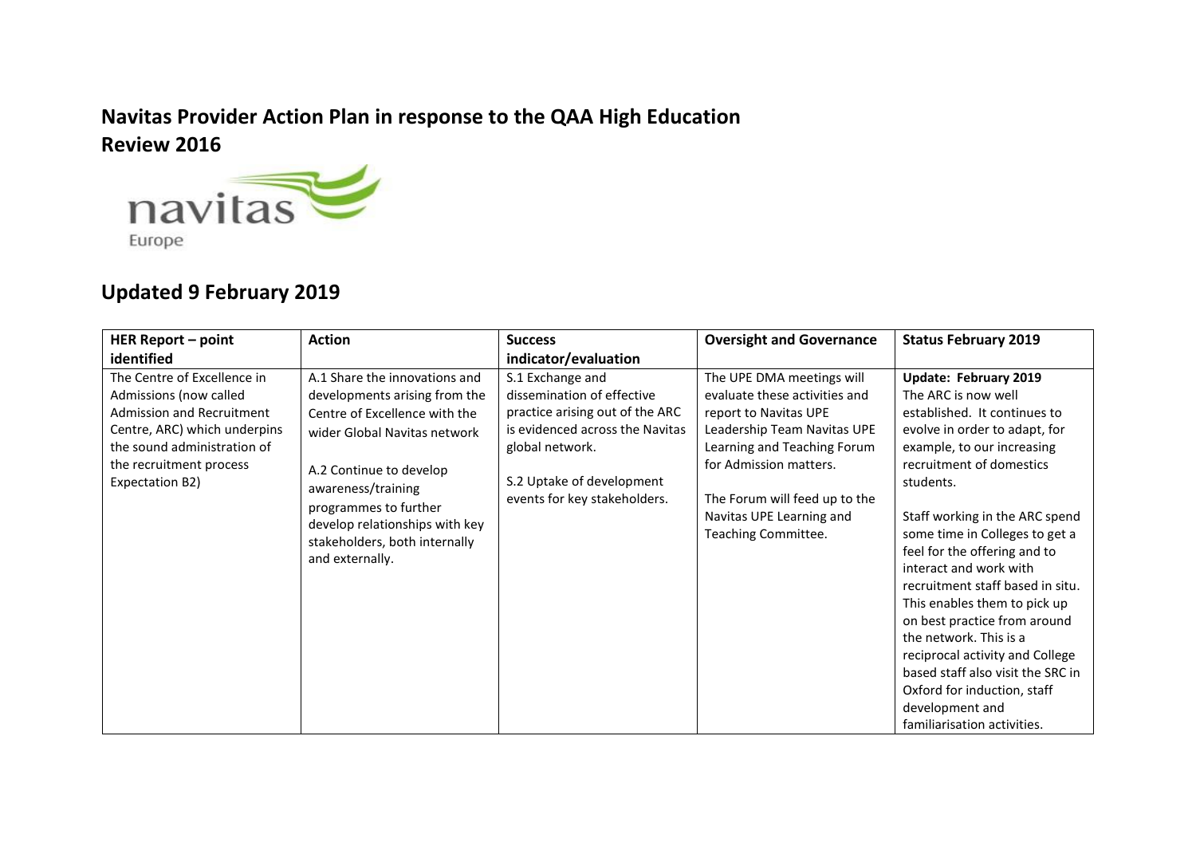# Navitas Provider Action Plan in response to the QAA High Education Review 2016

navitas
Europe

## Updated 9 February 2019

| HER Report – point identified | Action | Success indicator/evaluation | Oversight and Governance | Status February 2019 |
|---|---|---|---|---|
| The Centre of Excellence in Admissions (now called Admission and Recruitment Centre, ARC) which underpins the sound administration of the recruitment process Expectation B2) | A.1 Share the innovations and developments arising from the Centre of Excellence with the wider Global Navitas network<br><br>A.2 Continue to develop awareness/training programmes to further develop relationships with key stakeholders, both internally and externally. | S.1 Exchange and dissemination of effective practice arising out of the ARC is evidenced across the Navitas global network.<br><br>S.2 Uptake of development events for key stakeholders. | The UPE DMA meetings will evaluate these activities and report to Navitas UPE Leadership Team Navitas UPE Learning and Teaching Forum for Admission matters.<br><br>The Forum will feed up to the Navitas UPE Learning and Teaching Committee. | **Update: February 2019**<br>The ARC is now well established. It continues to evolve in order to adapt, for example, to our increasing recruitment of domestics students.<br><br>Staff working in the ARC spend some time in Colleges to get a feel for the offering and to interact and work with recruitment staff based in situ. This enables them to pick up on best practice from around the network. This is a reciprocal activity and College based staff also visit the SRC in Oxford for induction, staff development and familiarisation activities. |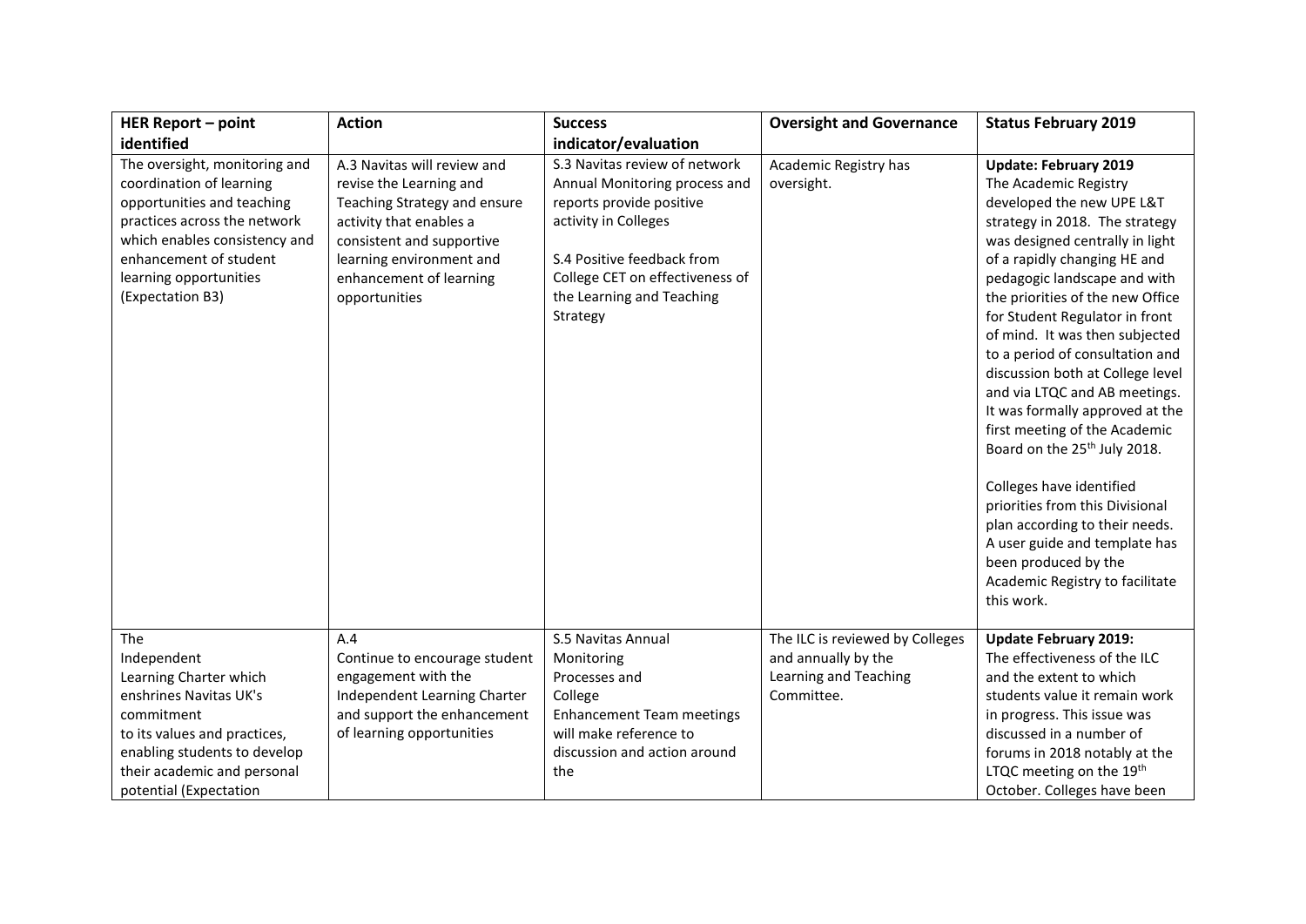| HER Report – point identified | Action | Success indicator/evaluation | Oversight and Governance | Status February 2019 |
|---|---|---|---|---|
| The oversight, monitoring and coordination of learning opportunities and teaching practices across the network which enables consistency and enhancement of student learning opportunities (Expectation B3) | A.3 Navitas will review and revise the Learning and Teaching Strategy and ensure activity that enables a consistent and supportive learning environment and enhancement of learning opportunities | S.3 Navitas review of network Annual Monitoring process and reports provide positive activity in Colleges<br><br>S.4 Positive feedback from College CET on effectiveness of the Learning and Teaching Strategy | Academic Registry has oversight. | **Update: February 2019**<br>The Academic Registry developed the new UPE L&T strategy in 2018. The strategy was designed centrally in light of a rapidly changing HE and pedagogic landscape and with the priorities of the new Office for Student Regulator in front of mind. It was then subjected to a period of consultation and discussion both at College level and via LTQC and AB meetings. It was formally approved at the first meeting of the Academic Board on the 25th July 2018.<br><br>Colleges have identified priorities from this Divisional plan according to their needs. A user guide and template has been produced by the Academic Registry to facilitate this work. |
| The Independent Learning Charter which enshrines Navitas UK's commitment to its values and practices, enabling students to develop their academic and personal potential (Expectation | A.4 Continue to encourage student engagement with the Independent Learning Charter and support the enhancement of learning opportunities | S.5 Navitas Annual Monitoring Processes and College Enhancement Team meetings will make reference to discussion and action around the | The ILC is reviewed by Colleges and annually by the Learning and Teaching Committee. | **Update February 2019:**<br>The effectiveness of the ILC and the extent to which students value it remain work in progress. This issue was discussed in a number of forums in 2018 notably at the LTQC meeting on the 19th October. Colleges have been |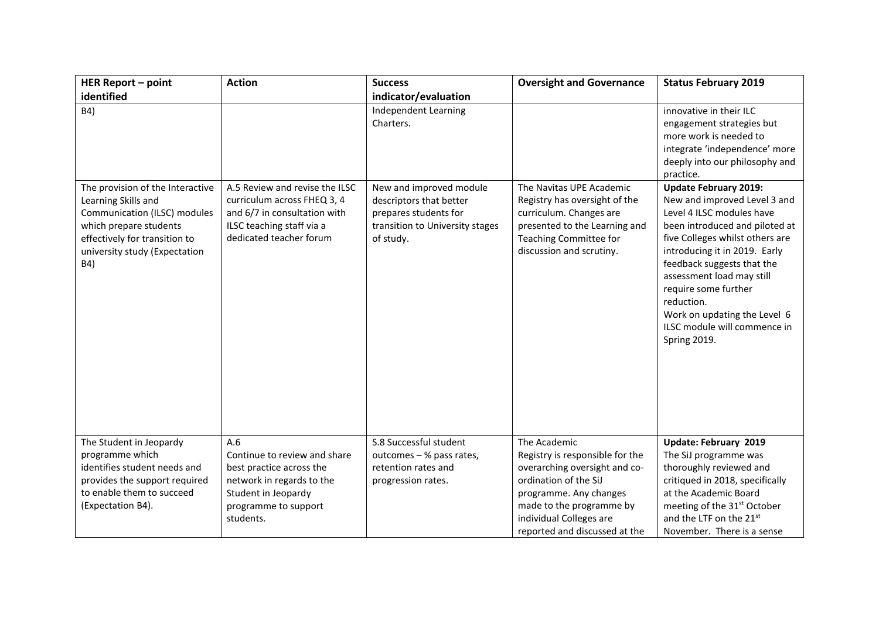| HER Report – point identified | Action | Success indicator/evaluation | Oversight and Governance | Status February 2019 |
| --- | --- | --- | --- | --- |
| B4) | | Independent Learning Charters. | | innovative in their ILC engagement strategies but more work is needed to integrate 'independence' more deeply into our philosophy and practice. |
| The provision of the Interactive Learning Skills and Communication (ILSC) modules which prepare students effectively for transition to university study (Expectation B4) | A.5 Review and revise the ILSC curriculum across FHEQ 3, 4 and 6/7 in consultation with ILSC teaching staff via a dedicated teacher forum | New and improved module descriptors that better prepares students for transition to University stages of study. | The Navitas UPE Academic Registry has oversight of the curriculum. Changes are presented to the Learning and Teaching Committee for discussion and scrutiny. | **Update February 2019:** New and improved Level 3 and Level 4 ILSC modules have been introduced and piloted at five Colleges whilst others are introducing it in 2019. Early feedback suggests that the assessment load may still require some further reduction. Work on updating the Level 6 ILSC module will commence in Spring 2019. |
| The Student in Jeopardy programme which identifies student needs and provides the support required to enable them to succeed (Expectation B4). | A.6 Continue to review and share best practice across the network in regards to the Student in Jeopardy programme to support students. | S.8 Successful student outcomes – % pass rates, retention rates and progression rates. | The Academic Registry is responsible for the overarching oversight and co-ordination of the SiJ programme. Any changes made to the programme by individual Colleges are reported and discussed at the | **Update: February 2019** The SiJ programme was thoroughly reviewed and critiqued in 2018, specifically at the Academic Board meeting of the 31st October and the LTF on the 21st November. There is a sense |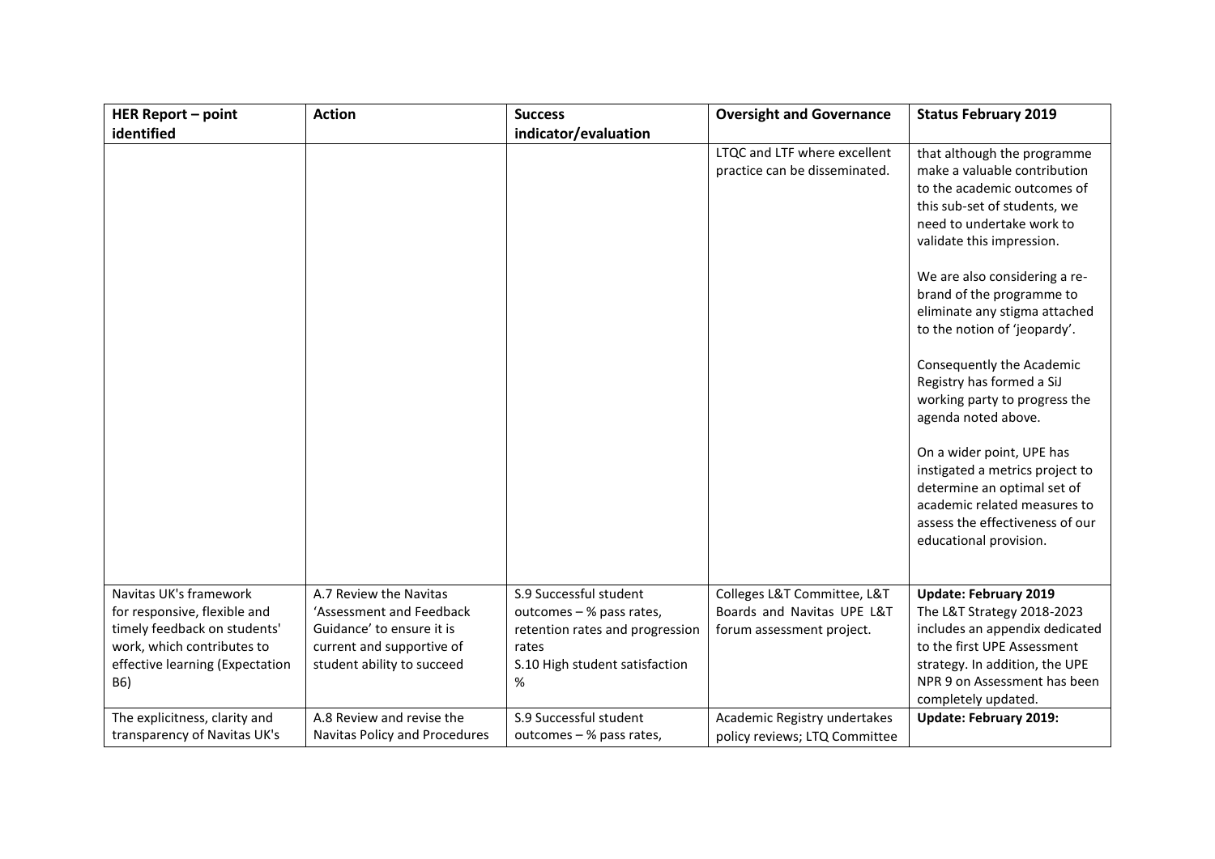| HER Report – point identified | Action | Success indicator/evaluation | Oversight and Governance | Status February 2019 |
| --- | --- | --- | --- | --- |
| | | | LTQC and LTF where excellent practice can be disseminated. | that although the programme make a valuable contribution to the academic outcomes of this sub-set of students, we need to undertake work to validate this impression.<br><br>We are also considering a re-brand of the programme to eliminate any stigma attached to the notion of 'jeopardy'.<br><br>Consequently the Academic Registry has formed a SiJ working party to progress the agenda noted above.<br><br>On a wider point, UPE has instigated a metrics project to determine an optimal set of academic related measures to assess the effectiveness of our educational provision. |
| Navitas UK's framework for responsive, flexible and timely feedback on students' work, which contributes to effective learning (Expectation B6) | A.7 Review the Navitas 'Assessment and Feedback Guidance' to ensure it is current and supportive of student ability to succeed | S.9 Successful student outcomes – % pass rates, retention rates and progression rates<br>S.10 High student satisfaction % | Colleges L&T Committee, L&T Boards and Navitas UPE L&T forum assessment project. | **Update: February 2019**<br>The L&T Strategy 2018-2023 includes an appendix dedicated to the first UPE Assessment strategy. In addition, the UPE NPR 9 on Assessment has been completely updated. |
| The explicitness, clarity and transparency of Navitas UK's | A.8 Review and revise the Navitas Policy and Procedures | S.9 Successful student outcomes – % pass rates, | Academic Registry undertakes policy reviews; LTQ Committee | **Update: February 2019:** |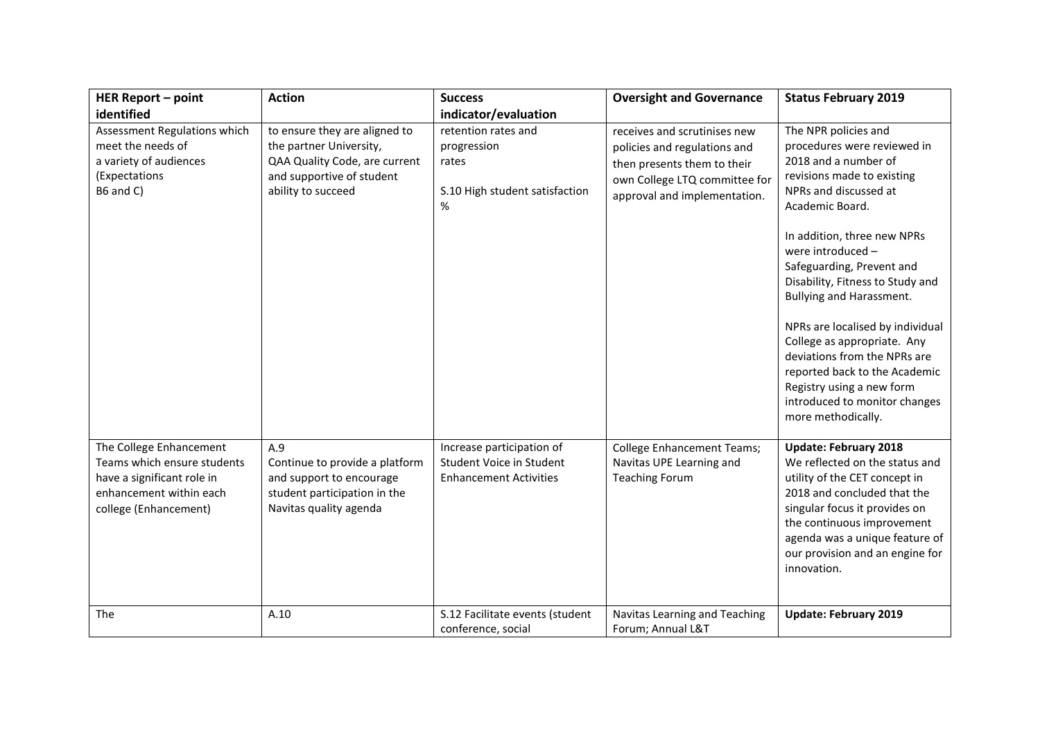| HER Report – point identified | Action | Success indicator/evaluation | Oversight and Governance | Status February 2019 |
| --- | --- | --- | --- | --- |
| Assessment Regulations which meet the needs of a variety of audiences (Expectations B6 and C) | to ensure they are aligned to the partner University, QAA Quality Code, are current and supportive of student ability to succeed | retention rates and progression rates<br><br>S.10 High student satisfaction % | receives and scrutinises new policies and regulations and then presents them to their own College LTQ committee for approval and implementation. | The NPR policies and procedures were reviewed in 2018 and a number of revisions made to existing NPRs and discussed at Academic Board.<br><br>In addition, three new NPRs were introduced – Safeguarding, Prevent and Disability, Fitness to Study and Bullying and Harassment.<br><br>NPRs are localised by individual College as appropriate. Any deviations from the NPRs are reported back to the Academic Registry using a new form introduced to monitor changes more methodically. |
| The College Enhancement Teams which ensure students have a significant role in enhancement within each college (Enhancement) | A.9<br>Continue to provide a platform and support to encourage student participation in the Navitas quality agenda | Increase participation of Student Voice in Student Enhancement Activities | College Enhancement Teams; Navitas UPE Learning and Teaching Forum | **Update: February 2018**<br>We reflected on the status and utility of the CET concept in 2018 and concluded that the singular focus it provides on the continuous improvement agenda was a unique feature of our provision and an engine for innovation. |
| The | A.10 | S.12 Facilitate events (student conference, social | Navitas Learning and Teaching Forum; Annual L&T | **Update: February 2019** |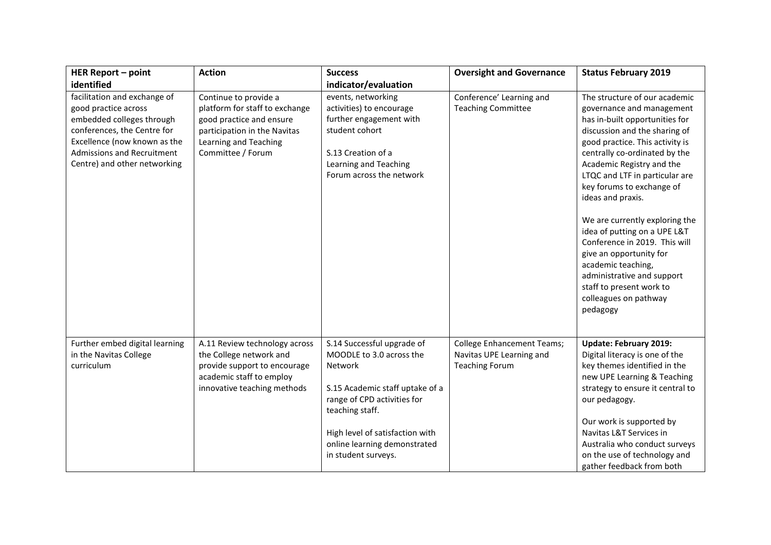| HER Report – point identified | Action | Success indicator/evaluation | Oversight and Governance | Status February 2019 |
|---|---|---|---|---|
| facilitation and exchange of good practice across embedded colleges through conferences, the Centre for Excellence (now known as the Admissions and Recruitment Centre) and other networking | Continue to provide a platform for staff to exchange good practice and ensure participation in the Navitas Learning and Teaching Committee / Forum | events, networking activities) to encourage further engagement with student cohort<br><br>S.13 Creation of a Learning and Teaching Forum across the network | Conference' Learning and Teaching Committee | The structure of our academic governance and management has in-built opportunities for discussion and the sharing of good practice. This activity is centrally co-ordinated by the Academic Registry and the LTQC and LTF in particular are key forums to exchange of ideas and praxis.<br><br>We are currently exploring the idea of putting on a UPE L&T Conference in 2019. This will give an opportunity for academic teaching, administrative and support staff to present work to colleagues on pathway pedagogy |
| Further embed digital learning in the Navitas College curriculum | A.11 Review technology across the College network and provide support to encourage academic staff to employ innovative teaching methods | S.14 Successful upgrade of MOODLE to 3.0 across the Network<br><br>S.15 Academic staff uptake of a range of CPD activities for teaching staff.<br><br>High level of satisfaction with online learning demonstrated in student surveys. | College Enhancement Teams; Navitas UPE Learning and Teaching Forum | **Update: February 2019:**<br>Digital literacy is one of the key themes identified in the new UPE Learning & Teaching strategy to ensure it central to our pedagogy.<br><br>Our work is supported by Navitas L&T Services in Australia who conduct surveys on the use of technology and gather feedback from both |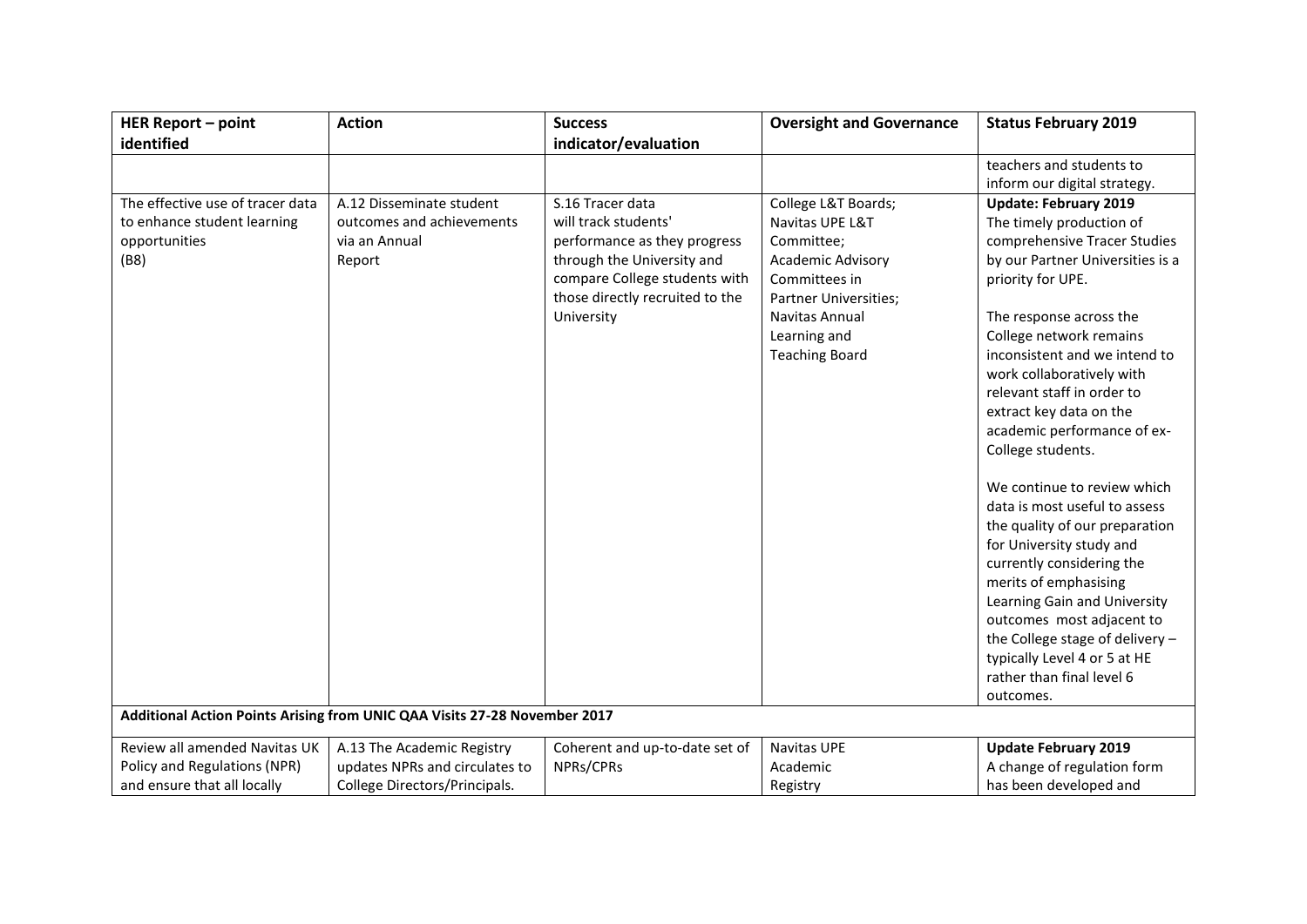| HER Report – point identified | Action | Success indicator/evaluation | Oversight and Governance | Status February 2019 |
|---|---|---|---|---|
| | | | | teachers and students to inform our digital strategy. |
| The effective use of tracer data to enhance student learning opportunities (B8) | A.12 Disseminate student outcomes and achievements via an Annual Report | S.16 Tracer data will track students' performance as they progress through the University and compare College students with those directly recruited to the University | College L&T Boards; Navitas UPE L&T Committee; Academic Advisory Committees in Partner Universities; Navitas Annual Learning and Teaching Board | **Update: February 2019** The timely production of comprehensive Tracer Studies by our Partner Universities is a priority for UPE. The response across the College network remains inconsistent and we intend to work collaboratively with relevant staff in order to extract key data on the academic performance of ex-College students. We continue to review which data is most useful to assess the quality of our preparation for University study and currently considering the merits of emphasising Learning Gain and University outcomes most adjacent to the College stage of delivery – typically Level 4 or 5 at HE rather than final level 6 outcomes. |
| **Additional Action Points Arising from UNIC QAA Visits 27-28 November 2017** | | | | |
| Review all amended Navitas UK Policy and Regulations (NPR) and ensure that all locally | A.13 The Academic Registry updates NPRs and circulates to College Directors/Principals. | Coherent and up-to-date set of NPRs/CPRs | Navitas UPE Academic Registry | **Update February 2019** A change of regulation form has been developed and |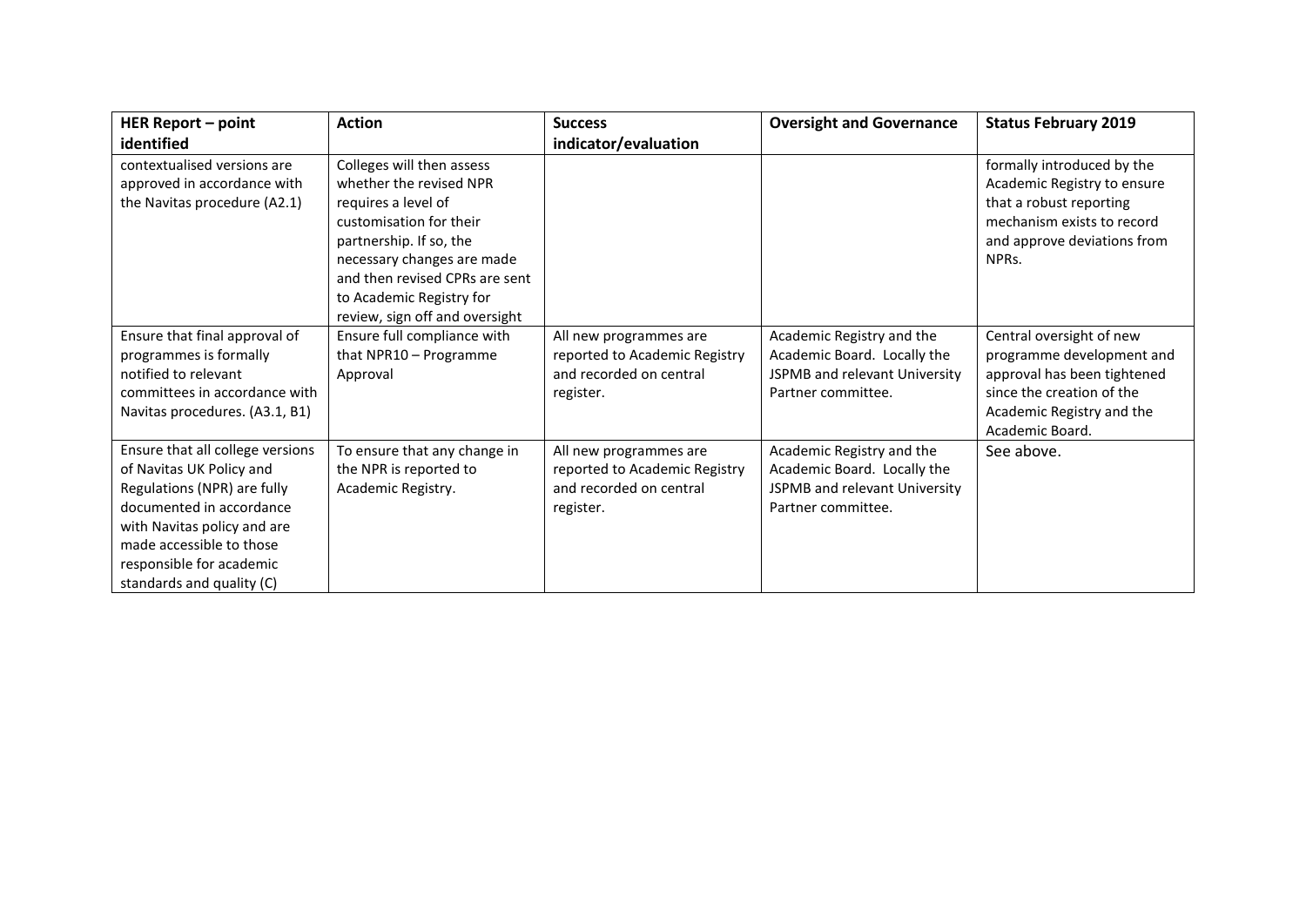| HER Report – point identified | Action | Success indicator/evaluation | Oversight and Governance | Status February 2019 |
|---|---|---|---|---|
| contextualised versions are approved in accordance with the Navitas procedure (A2.1) | Colleges will then assess whether the revised NPR requires a level of customisation for their partnership. If so, the necessary changes are made and then revised CPRs are sent to Academic Registry for review, sign off and oversight | | | formally introduced by the Academic Registry to ensure that a robust reporting mechanism exists to record and approve deviations from NPRs. |
| Ensure that final approval of programmes is formally notified to relevant committees in accordance with Navitas procedures. (A3.1, B1) | Ensure full compliance with that NPR10 – Programme Approval | All new programmes are reported to Academic Registry and recorded on central register. | Academic Registry and the Academic Board. Locally the JSPMB and relevant University Partner committee. | Central oversight of new programme development and approval has been tightened since the creation of the Academic Registry and the Academic Board. |
| Ensure that all college versions of Navitas UK Policy and Regulations (NPR) are fully documented in accordance with Navitas policy and are made accessible to those responsible for academic standards and quality (C) | To ensure that any change in the NPR is reported to Academic Registry. | All new programmes are reported to Academic Registry and recorded on central register. | Academic Registry and the Academic Board. Locally the JSPMB and relevant University Partner committee. | See above. |